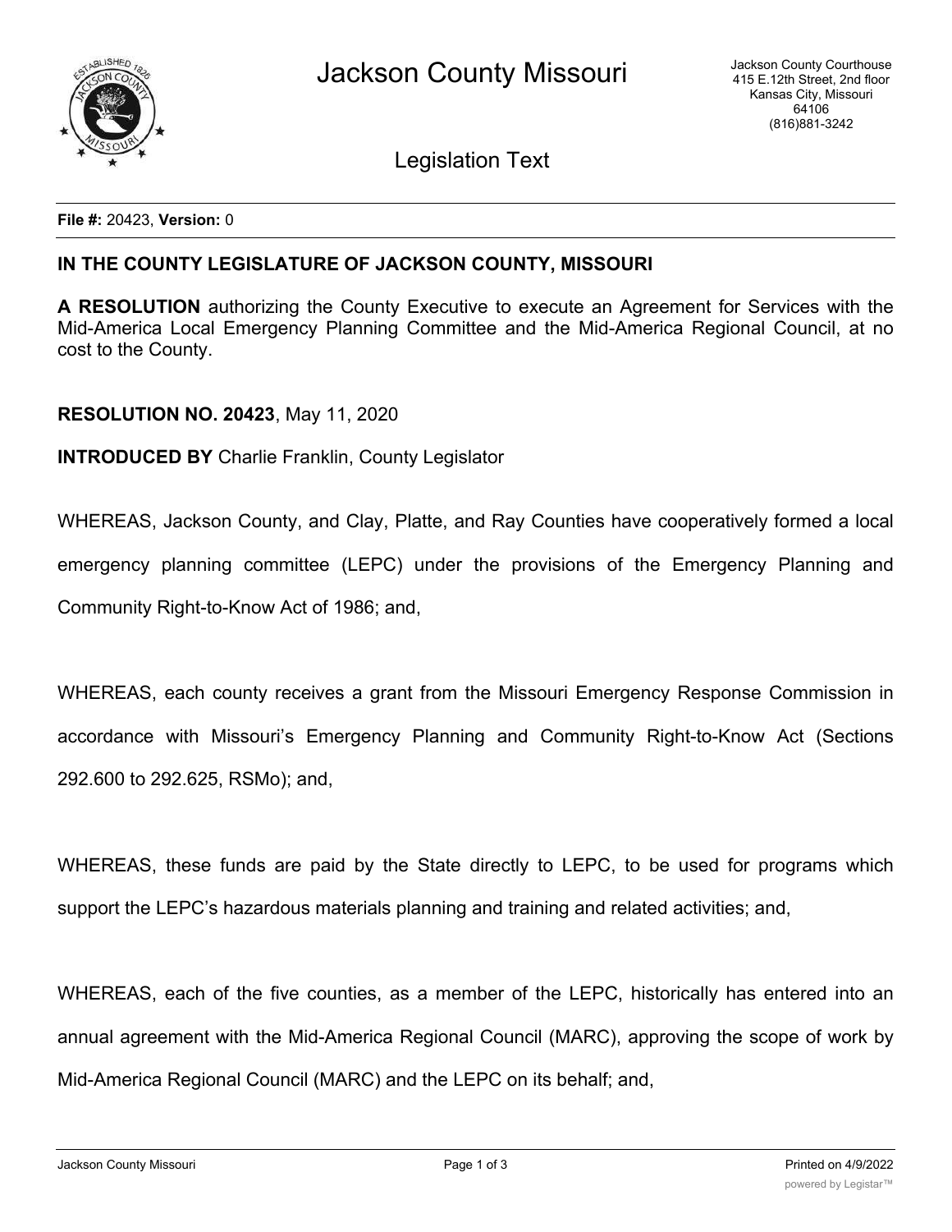# Jackson County Missouri

Jackson County Courthouse
415 E.12th Street, 2nd floor
Kansas City, Missouri
64106
(816)881-3242

## Legislation Text

**File #:** 20423, **Version:** 0

**IN THE COUNTY LEGISLATURE OF JACKSON COUNTY, MISSOURI**

**A RESOLUTION** authorizing the County Executive to execute an Agreement for Services with the Mid-America Local Emergency Planning Committee and the Mid-America Regional Council, at no cost to the County.

**RESOLUTION NO. 20423**, May 11, 2020

**INTRODUCED BY** Charlie Franklin, County Legislator

WHEREAS, Jackson County, and Clay, Platte, and Ray Counties have cooperatively formed a local emergency planning committee (LEPC) under the provisions of the Emergency Planning and Community Right-to-Know Act of 1986; and,

WHEREAS, each county receives a grant from the Missouri Emergency Response Commission in accordance with Missouri's Emergency Planning and Community Right-to-Know Act (Sections 292.600 to 292.625, RSMo); and,

WHEREAS, these funds are paid by the State directly to LEPC, to be used for programs which support the LEPC's hazardous materials planning and training and related activities; and,

WHEREAS, each of the five counties, as a member of the LEPC, historically has entered into an annual agreement with the Mid-America Regional Council (MARC), approving the scope of work by Mid-America Regional Council (MARC) and the LEPC on its behalf; and,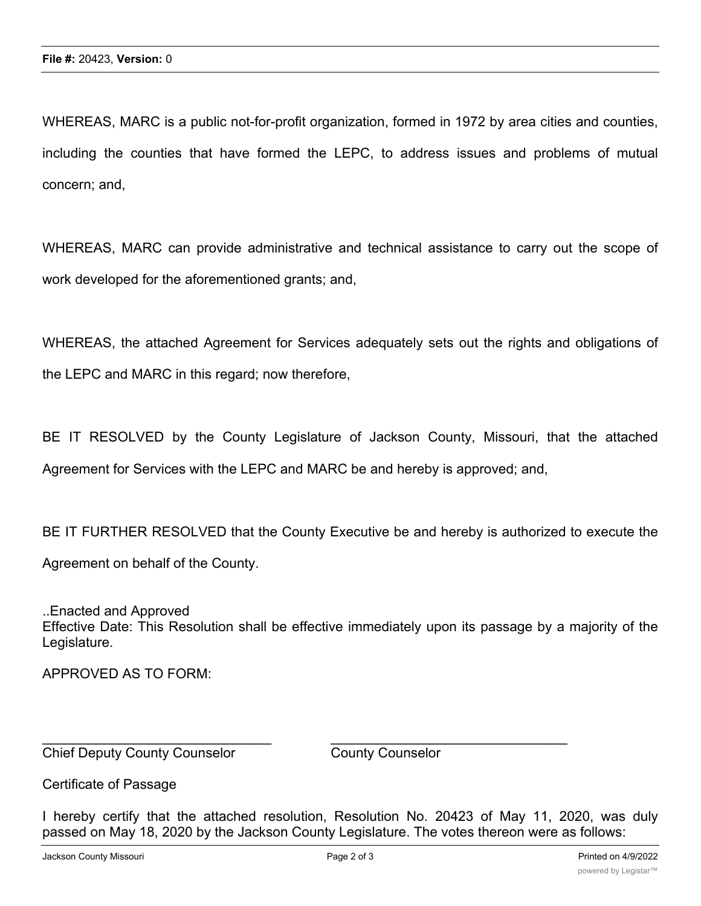WHEREAS, MARC is a public not-for-profit organization, formed in 1972 by area cities and counties, including the counties that have formed the LEPC, to address issues and problems of mutual concern; and,

WHEREAS, MARC can provide administrative and technical assistance to carry out the scope of work developed for the aforementioned grants; and,

WHEREAS, the attached Agreement for Services adequately sets out the rights and obligations of the LEPC and MARC in this regard; now therefore,

BE IT RESOLVED by the County Legislature of Jackson County, Missouri, that the attached Agreement for Services with the LEPC and MARC be and hereby is approved; and,

BE IT FURTHER RESOLVED that the County Executive be and hereby is authorized to execute the Agreement on behalf of the County.

..Enacted and Approved

Effective Date: This Resolution shall be effective immediately upon its passage by a majority of the Legislature.

APPROVED AS TO FORM:

_______________________________ _______________________________

Chief Deputy County Counselor County Counselor

Certificate of Passage

I hereby certify that the attached resolution, Resolution No. 20423 of May 11, 2020, was duly passed on May 18, 2020 by the Jackson County Legislature. The votes thereon were as follows: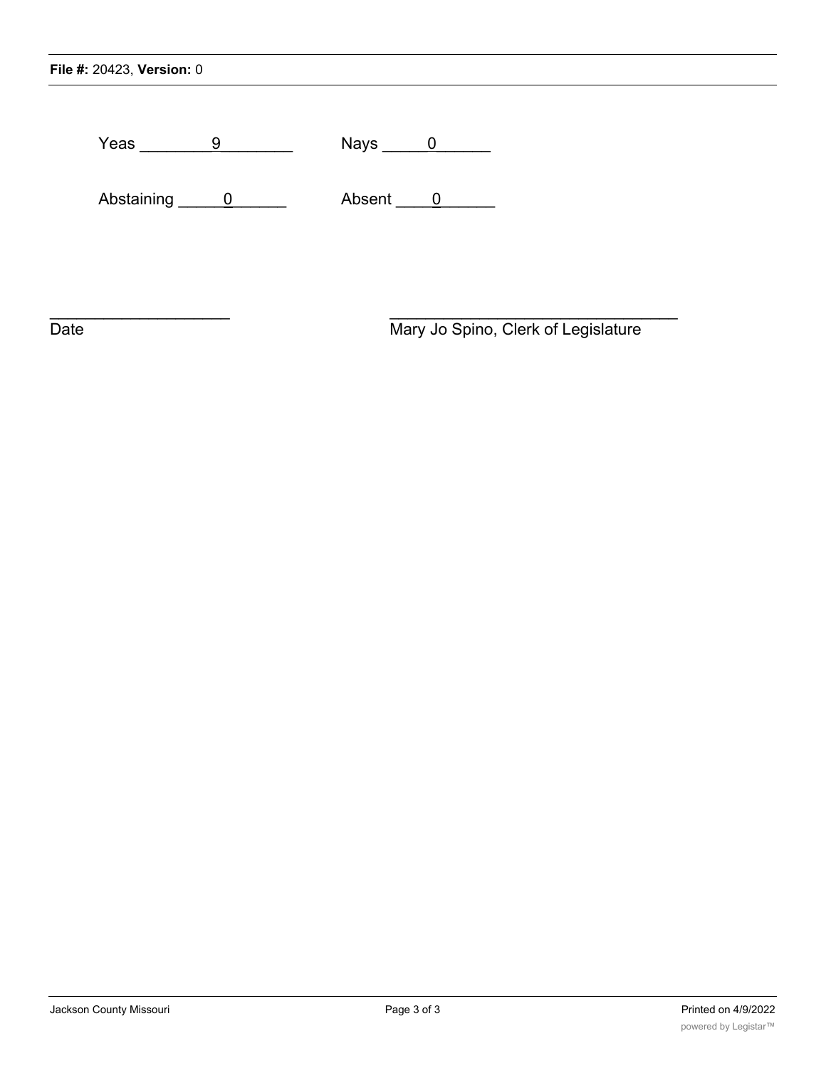Yeas ________9________ Nays _____0______

Abstaining _____0______ Absent ____0______

_____________________ ________________________________

Date Mary Jo Spino, Clerk of Legislature